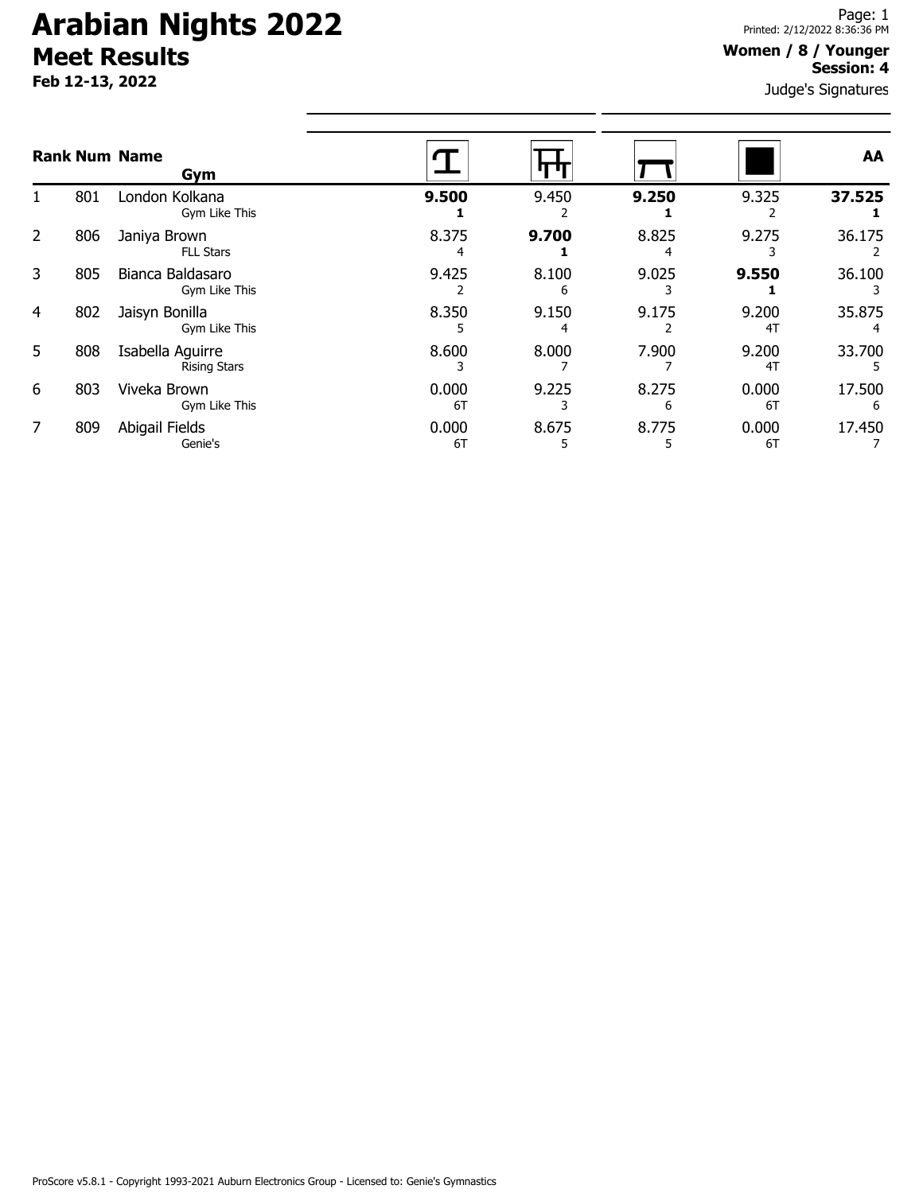# Arabian Nights 2022

## Meet Results

**Feb 12-13, 2022**

Printed: 2/12/2022 8:36:36 PM

**Women / 8 / Younger**
**Session: 4**

Judge's Signatures

| Rank | Num | Name / Gym | Vault | Bars | Beam | Floor | AA |
|---|---|---|---|---|---|---|---|
| 1 | 801 | London Kolkana<br>Gym Like This | **9.500**<br>**1** | 9.450<br>2 | **9.250**<br>**1** | 9.325<br>2 | **37.525**<br>**1** |
| 2 | 806 | Janiya Brown<br>FLL Stars | 8.375<br>4 | **9.700**<br>**1** | 8.825<br>4 | 9.275<br>3 | 36.175<br>2 |
| 3 | 805 | Bianca Baldasaro<br>Gym Like This | 9.425<br>2 | 8.100<br>6 | 9.025<br>3 | **9.550**<br>**1** | 36.100<br>3 |
| 4 | 802 | Jaisyn Bonilla<br>Gym Like This | 8.350<br>5 | 9.150<br>4 | 9.175<br>2 | 9.200<br>4T | 35.875<br>4 |
| 5 | 808 | Isabella Aguirre<br>Rising Stars | 8.600<br>3 | 8.000<br>7 | 7.900<br>7 | 9.200<br>4T | 33.700<br>5 |
| 6 | 803 | Viveka Brown<br>Gym Like This | 0.000<br>6T | 9.225<br>3 | 8.275<br>6 | 0.000<br>6T | 17.500<br>6 |
| 7 | 809 | Abigail Fields<br>Genie's | 0.000<br>6T | 8.675<br>5 | 8.775<br>5 | 0.000<br>6T | 17.450<br>7 |

ProScore v5.8.1 - Copyright 1993-2021 Auburn Electronics Group - Licensed to: Genie's Gymnastics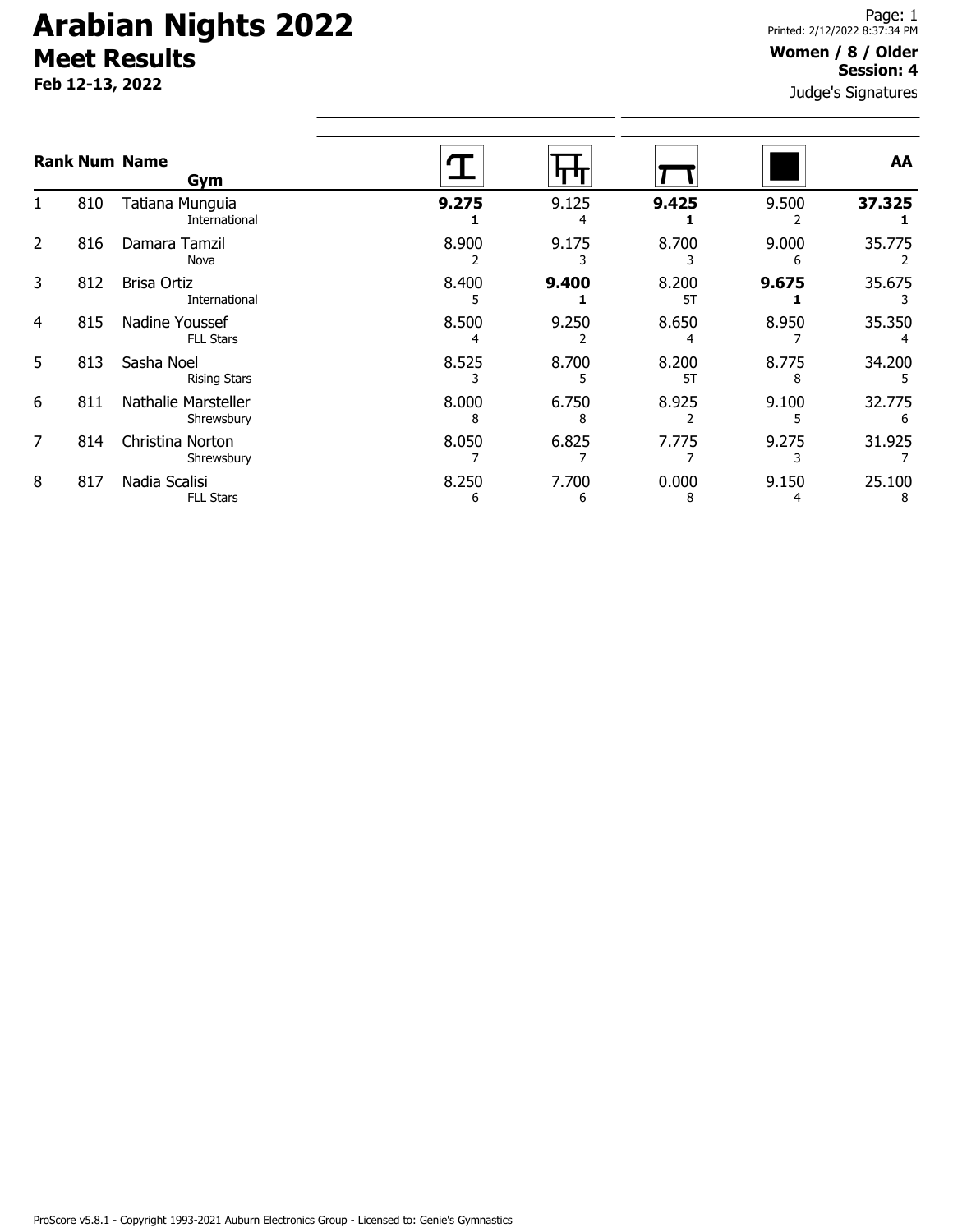# Arabian Nights 2022

## Meet Results

**Feb 12-13, 2022**

Printed: 2/12/2022 8:37:34 PM

**Women / 8 / Older**
**Session: 4**

Judge's Signatures

| Rank | Num | Name / Gym | Vault | Bars | Beam | Floor | AA |
|---|---|---|---|---|---|---|---|
| 1 | 810 | Tatiana Munguia<br>International | **9.275**<br>**1** | 9.125<br>4 | **9.425**<br>**1** | 9.500<br>2 | **37.325**<br>**1** |
| 2 | 816 | Damara Tamzil<br>Nova | 8.900<br>2 | 9.175<br>3 | 8.700<br>3 | 9.000<br>6 | 35.775<br>2 |
| 3 | 812 | Brisa Ortiz<br>International | 8.400<br>5 | **9.400**<br>**1** | 8.200<br>5T | **9.675**<br>**1** | 35.675<br>3 |
| 4 | 815 | Nadine Youssef<br>FLL Stars | 8.500<br>4 | 9.250<br>2 | 8.650<br>4 | 8.950<br>7 | 35.350<br>4 |
| 5 | 813 | Sasha Noel<br>Rising Stars | 8.525<br>3 | 8.700<br>5 | 8.200<br>5T | 8.775<br>8 | 34.200<br>5 |
| 6 | 811 | Nathalie Marsteller<br>Shrewsbury | 8.000<br>8 | 6.750<br>8 | 8.925<br>2 | 9.100<br>5 | 32.775<br>6 |
| 7 | 814 | Christina Norton<br>Shrewsbury | 8.050<br>7 | 6.825<br>7 | 7.775<br>7 | 9.275<br>3 | 31.925<br>7 |
| 8 | 817 | Nadia Scalisi<br>FLL Stars | 8.250<br>6 | 7.700<br>6 | 0.000<br>8 | 9.150<br>4 | 25.100<br>8 |

ProScore v5.8.1 - Copyright 1993-2021 Auburn Electronics Group - Licensed to: Genie's Gymnastics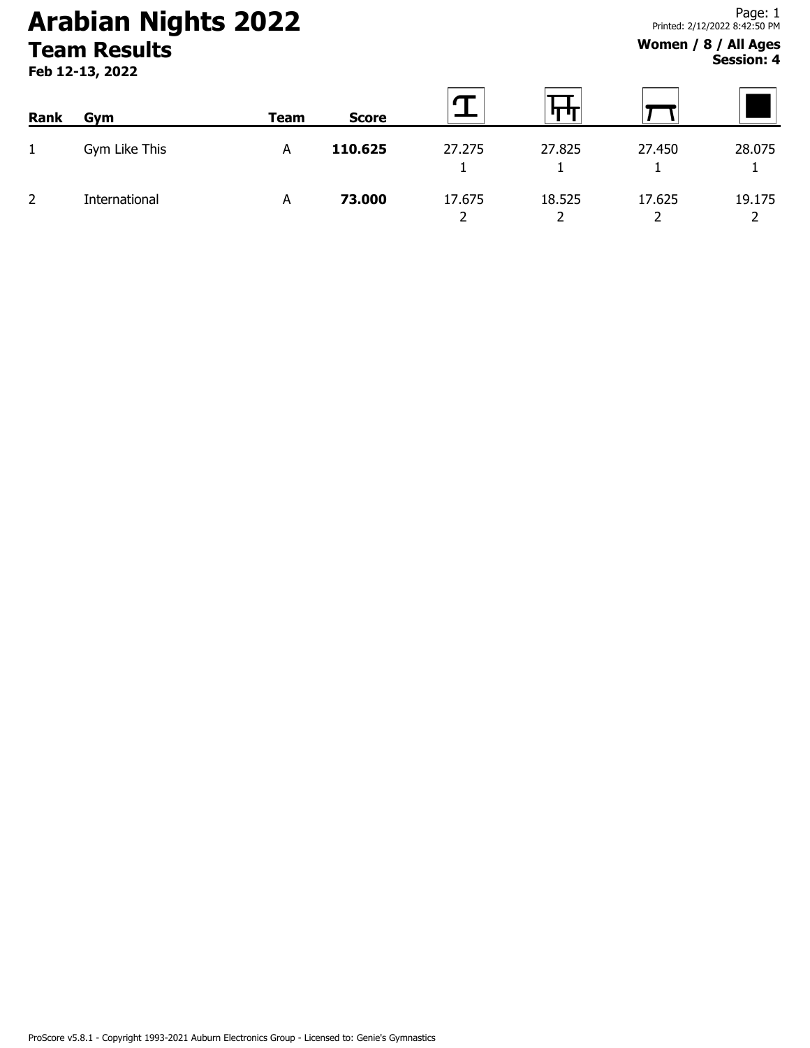# Arabian Nights 2022

## Team Results

**Feb 12-13, 2022**

Printed: 2/12/2022 8:42:50 PM

**Women / 8 / All Ages**
**Session: 4**

| Rank | Gym | Team | Score | Vault | Bars | Beam | Floor |
|---|---|---|---|---|---|---|---|
| 1 | Gym Like This | A | **110.625** | 27.275<br>1 | 27.825<br>1 | 27.450<br>1 | 28.075<br>1 |
| 2 | International | A | **73.000** | 17.675<br>2 | 18.525<br>2 | 17.625<br>2 | 19.175<br>2 |

ProScore v5.8.1 - Copyright 1993-2021 Auburn Electronics Group - Licensed to: Genie's Gymnastics